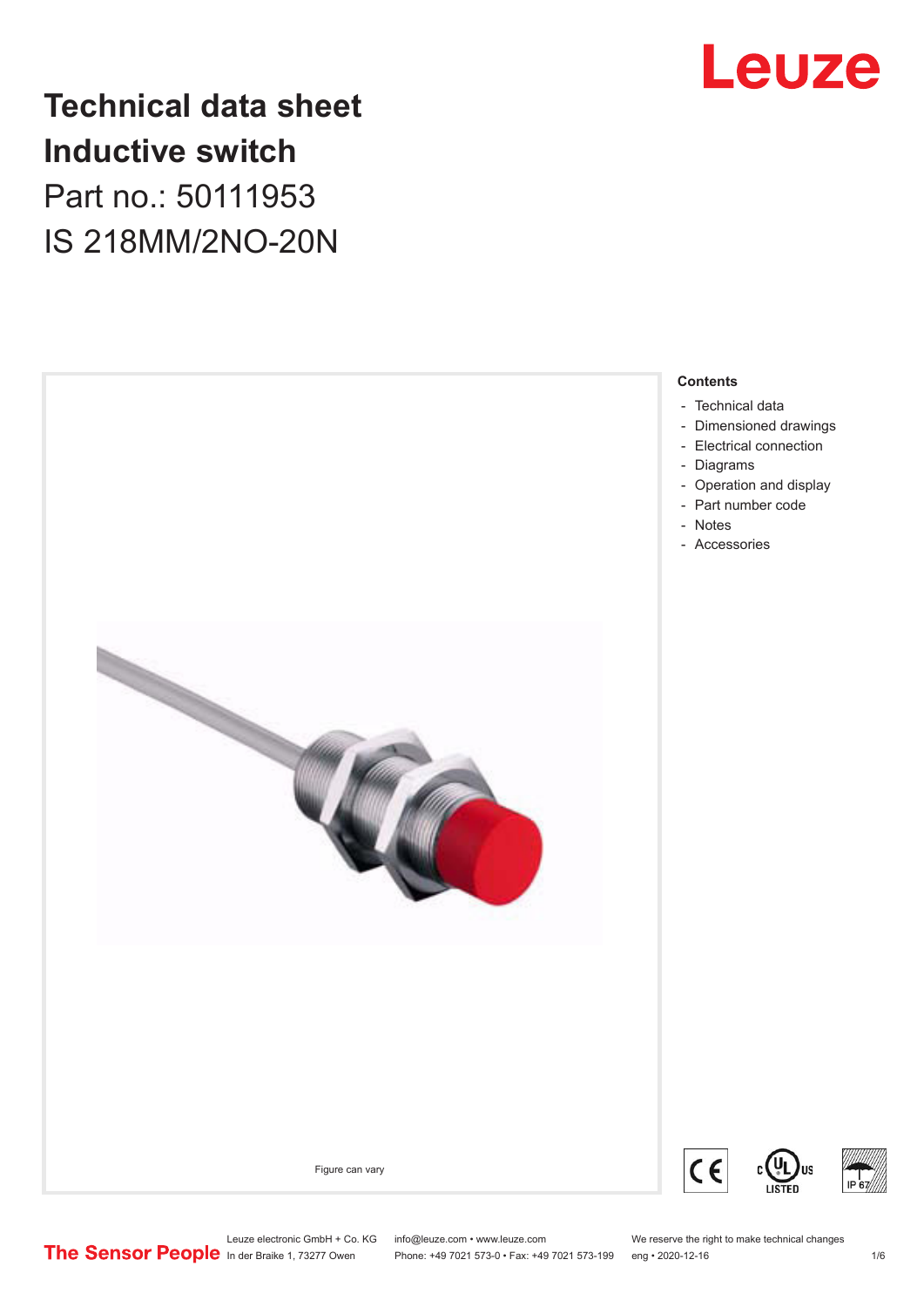# Technical data sheet
# Inductive switch

Part no.: 50111953

IS 218MM/2NO-20N

Figure can vary

**Contents**

- Technical data
- Dimensioned drawings
- Electrical connection
- Diagrams
- Operation and display
- Part number code
- Notes
- Accessories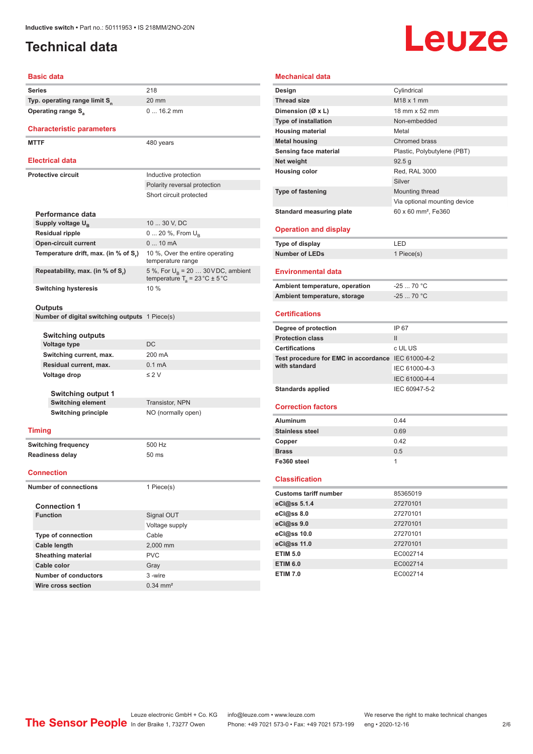# Technical data

## Basic data

| | |
|---|---|
| Series | 218 |
| Typ. operating range limit $S_n$ | 20 mm |
| Operating range $S_a$ | 0 ... 16.2 mm |

## Characteristic parameters

| | |
|---|---|
| MTTF | 480 years |

## Electrical data

| | |
|---|---|
| Protective circuit | Inductive protection |
| | Polarity reversal protection |
| | Short circuit protected |

### Performance data

| | |
|---|---|
| Supply voltage $U_B$ | 10 ... 30 V, DC |
| Residual ripple | 0 ... 20 %, From $U_B$ |
| Open-circuit current | 0 ... 10 mA |
| Temperature drift, max. (in % of $S_r$) | 10 %, Over the entire operating temperature range |
| Repeatability, max. (in % of $S_r$) | 5 %, For $U_B$ = 20 … 30 V DC, ambient temperature $T_a$ = 23 °C ± 5 °C |
| Switching hysteresis | 10 % |

### Outputs

| | |
|---|---|
| Number of digital switching outputs | 1 Piece(s) |

#### Switching outputs

| | |
|---|---|
| Voltage type | DC |
| Switching current, max. | 200 mA |
| Residual current, max. | 0.1 mA |
| Voltage drop | ≤ 2 V |

##### Switching output 1

| | |
|---|---|
| Switching element | Transistor, NPN |
| Switching principle | NO (normally open) |

## Timing

| | |
|---|---|
| Switching frequency | 500 Hz |
| Readiness delay | 50 ms |

## Connection

| | |
|---|---|
| Number of connections | 1 Piece(s) |

### Connection 1

| | |
|---|---|
| Function | Signal OUT |
| | Voltage supply |
| Type of connection | Cable |
| Cable length | 2,000 mm |
| Sheathing material | PVC |
| Cable color | Gray |
| Number of conductors | 3 -wire |
| Wire cross section | 0.34 mm² |

## Mechanical data

| | |
|---|---|
| Design | Cylindrical |
| Thread size | M18 x 1 mm |
| Dimension (Ø x L) | 18 mm x 52 mm |
| Type of installation | Non-embedded |
| Housing material | Metal |
| Metal housing | Chromed brass |
| Sensing face material | Plastic, Polybutylene (PBT) |
| Net weight | 92.5 g |
| Housing color | Red, RAL 3000 |
| | Silver |
| Type of fastening | Mounting thread |
| | Via optional mounting device |
| Standard measuring plate | 60 x 60 mm², Fe360 |

## Operation and display

| | |
|---|---|
| Type of display | LED |
| Number of LEDs | 1 Piece(s) |

## Environmental data

| | |
|---|---|
| Ambient temperature, operation | -25 ... 70 °C |
| Ambient temperature, storage | -25 ... 70 °C |

## Certifications

| | |
|---|---|
| Degree of protection | IP 67 |
| Protection class | II |
| Certifications | c UL US |
| Test procedure for EMC in accordance with standard | IEC 61000-4-2 |
| | IEC 61000-4-3 |
| | IEC 61000-4-4 |
| Standards applied | IEC 60947-5-2 |

## Correction factors

| | |
|---|---|
| Aluminum | 0.44 |
| Stainless steel | 0.69 |
| Copper | 0.42 |
| Brass | 0.5 |
| Fe360 steel | 1 |

## Classification

| | |
|---|---|
| Customs tariff number | 85365019 |
| eCl@ss 5.1.4 | 27270101 |
| eCl@ss 8.0 | 27270101 |
| eCl@ss 9.0 | 27270101 |
| eCl@ss 10.0 | 27270101 |
| eCl@ss 11.0 | 27270101 |
| ETIM 5.0 | EC002714 |
| ETIM 6.0 | EC002714 |
| ETIM 7.0 | EC002714 |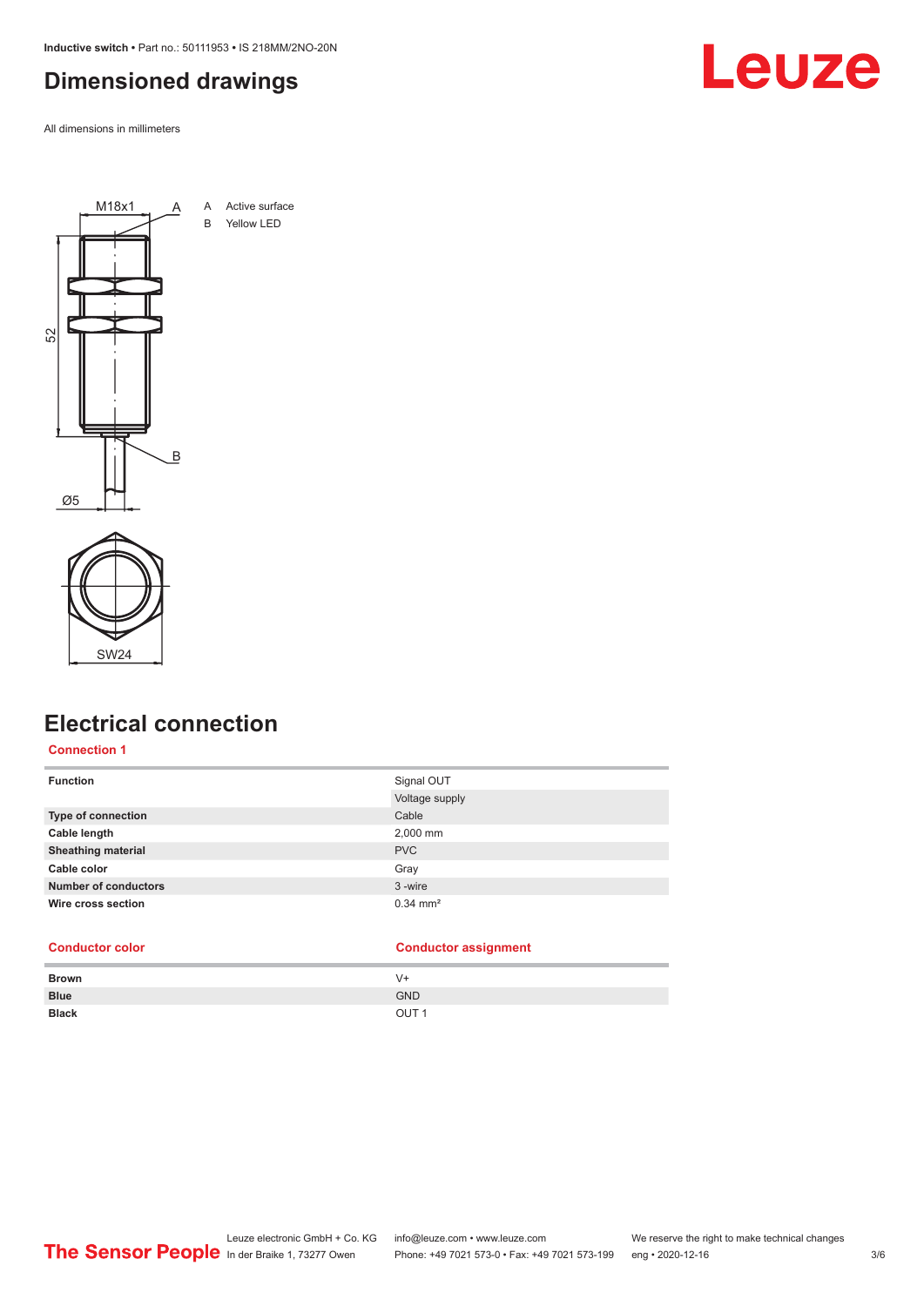## Dimensioned drawings

All dimensions in millimeters

A Active surface

B Yellow LED

## Electrical connection

### Connection 1

| | |
|---|---|
| **Function** | Signal OUT |
| | Voltage supply |
| **Type of connection** | Cable |
| **Cable length** | 2,000 mm |
| **Sheathing material** | PVC |
| **Cable color** | Gray |
| **Number of conductors** | 3 -wire |
| **Wire cross section** | 0.34 mm² |

| Conductor color | Conductor assignment |
|---|---|
| **Brown** | V+ |
| **Blue** | GND |
| **Black** | OUT 1 |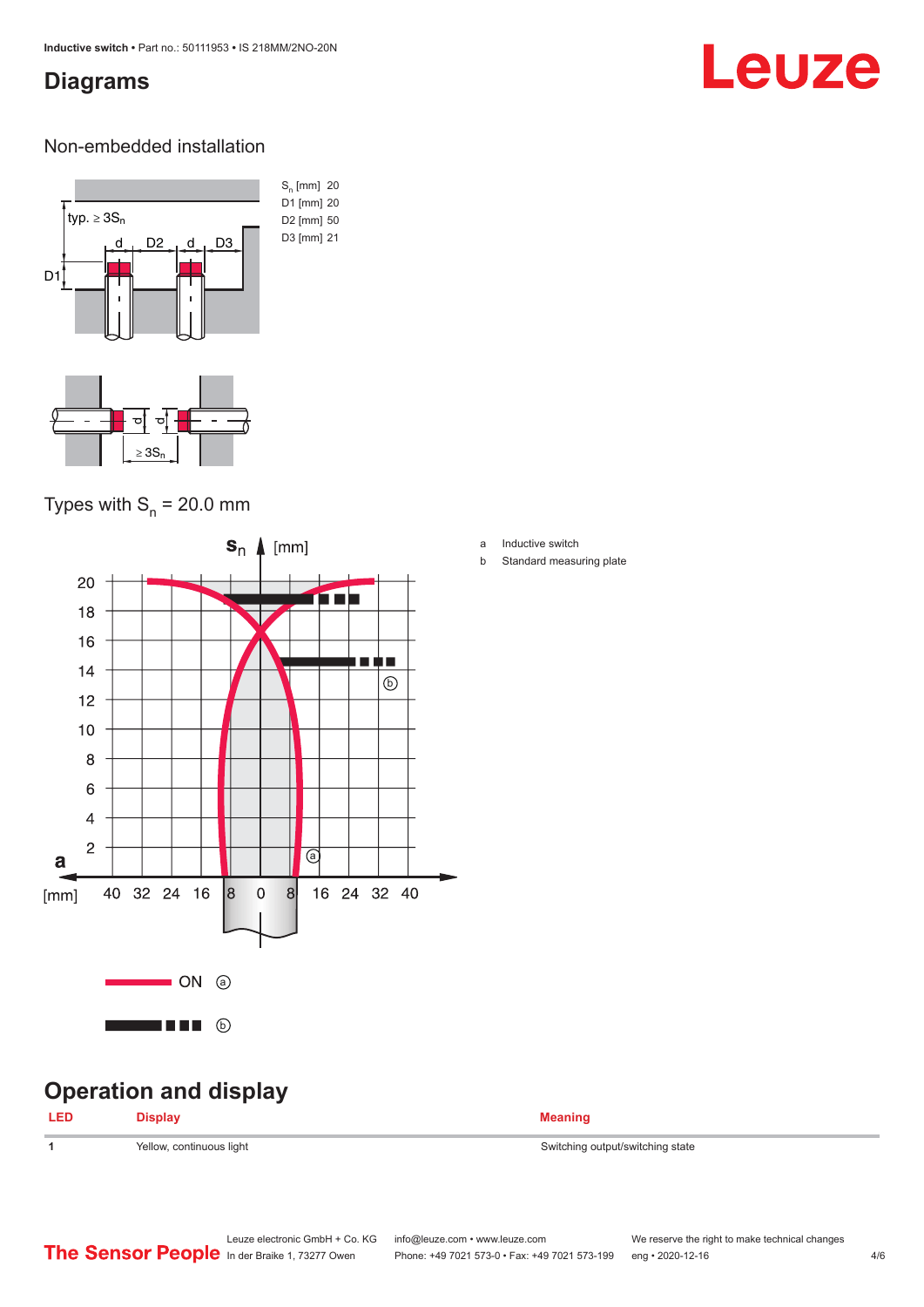# Diagrams

## Non-embedded installation

| | |
|---|---|
| $S_n$ [mm] | 20 |
| D1 [mm] | 20 |
| D2 [mm] | 50 |
| D3 [mm] | 21 |

## Types with $S_n$ = 20.0 mm

a Inductive switch

b Standard measuring plate

# Operation and display

| LED | Display | Meaning |
|---|---|---|
| 1 | Yellow, continuous light | Switching output/switching state |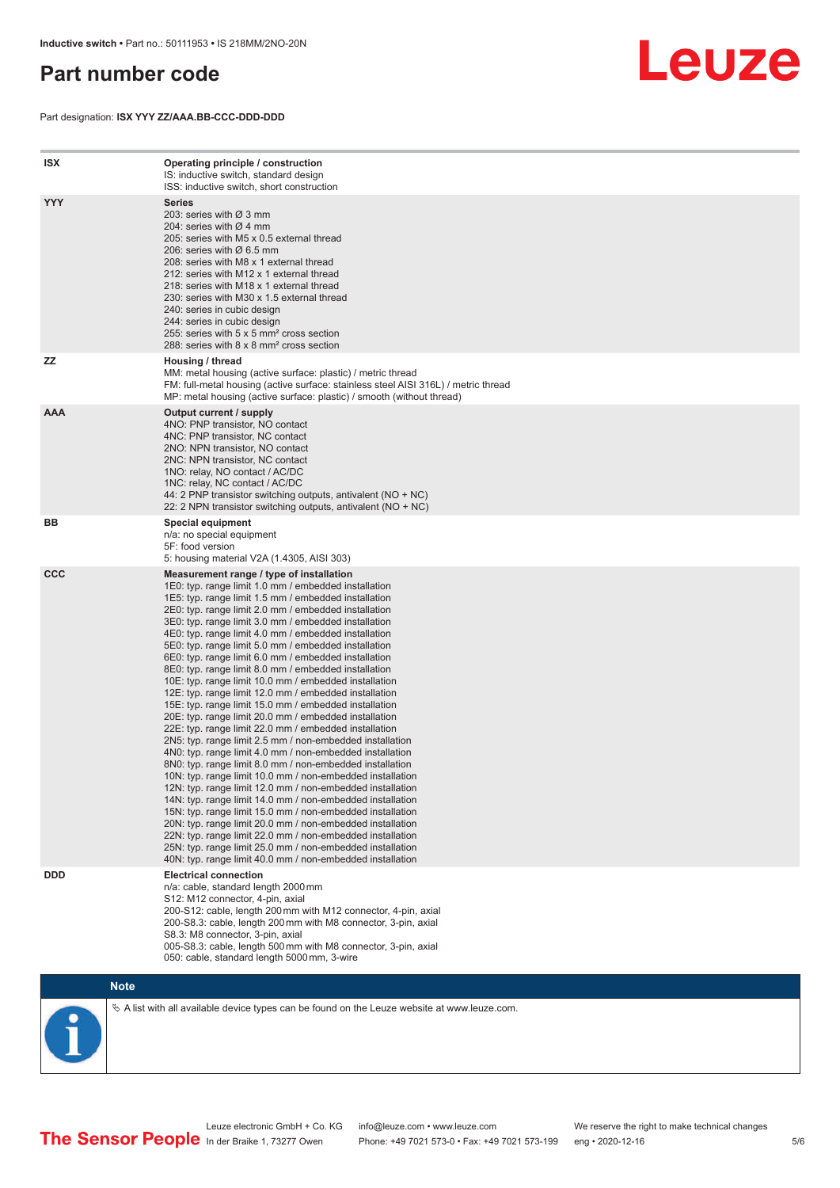# Part number code

Part designation: **ISX YYY ZZ/AAA.BB-CCC-DDD-DDD**

| | |
|---|---|
| **ISX** | **Operating principle / construction**<br>IS: inductive switch, standard design<br>ISS: inductive switch, short construction |
| **YYY** | **Series**<br>203: series with Ø 3 mm<br>204: series with Ø 4 mm<br>205: series with M5 x 0.5 external thread<br>206: series with Ø 6.5 mm<br>208: series with M8 x 1 external thread<br>212: series with M12 x 1 external thread<br>218: series with M18 x 1 external thread<br>230: series with M30 x 1.5 external thread<br>240: series in cubic design<br>244: series in cubic design<br>255: series with 5 x 5 mm² cross section<br>288: series with 8 x 8 mm² cross section |
| **ZZ** | **Housing / thread**<br>MM: metal housing (active surface: plastic) / metric thread<br>FM: full-metal housing (active surface: stainless steel AISI 316L) / metric thread<br>MP: metal housing (active surface: plastic) / smooth (without thread) |
| **AAA** | **Output current / supply**<br>4NO: PNP transistor, NO contact<br>4NC: PNP transistor, NC contact<br>2NO: NPN transistor, NO contact<br>2NC: NPN transistor, NC contact<br>1NO: relay, NO contact / AC/DC<br>1NC: relay, NC contact / AC/DC<br>44: 2 PNP transistor switching outputs, antivalent (NO + NC)<br>22: 2 NPN transistor switching outputs, antivalent (NO + NC) |
| **BB** | **Special equipment**<br>n/a: no special equipment<br>5F: food version<br>5: housing material V2A (1.4305, AISI 303) |
| **CCC** | **Measurement range / type of installation**<br>1E0: typ. range limit 1.0 mm / embedded installation<br>1E5: typ. range limit 1.5 mm / embedded installation<br>2E0: typ. range limit 2.0 mm / embedded installation<br>3E0: typ. range limit 3.0 mm / embedded installation<br>4E0: typ. range limit 4.0 mm / embedded installation<br>5E0: typ. range limit 5.0 mm / embedded installation<br>6E0: typ. range limit 6.0 mm / embedded installation<br>8E0: typ. range limit 8.0 mm / embedded installation<br>10E: typ. range limit 10.0 mm / embedded installation<br>12E: typ. range limit 12.0 mm / embedded installation<br>15E: typ. range limit 15.0 mm / embedded installation<br>20E: typ. range limit 20.0 mm / embedded installation<br>22E: typ. range limit 22.0 mm / embedded installation<br>2N5: typ. range limit 2.5 mm / non-embedded installation<br>4N0: typ. range limit 4.0 mm / non-embedded installation<br>8N0: typ. range limit 8.0 mm / non-embedded installation<br>10N: typ. range limit 10.0 mm / non-embedded installation<br>12N: typ. range limit 12.0 mm / non-embedded installation<br>14N: typ. range limit 14.0 mm / non-embedded installation<br>15N: typ. range limit 15.0 mm / non-embedded installation<br>20N: typ. range limit 20.0 mm / non-embedded installation<br>22N: typ. range limit 22.0 mm / non-embedded installation<br>25N: typ. range limit 25.0 mm / non-embedded installation<br>40N: typ. range limit 40.0 mm / non-embedded installation |
| **DDD** | **Electrical connection**<br>n/a: cable, standard length 2000 mm<br>S12: M12 connector, 4-pin, axial<br>200-S12: cable, length 200 mm with M12 connector, 4-pin, axial<br>200-S8.3: cable, length 200 mm with M8 connector, 3-pin, axial<br>S8.3: M8 connector, 3-pin, axial<br>005-S8.3: cable, length 500 mm with M8 connector, 3-pin, axial<br>050: cable, standard length 5000 mm, 3-wire |

**Note**

↳ A list with all available device types can be found on the Leuze website at www.leuze.com.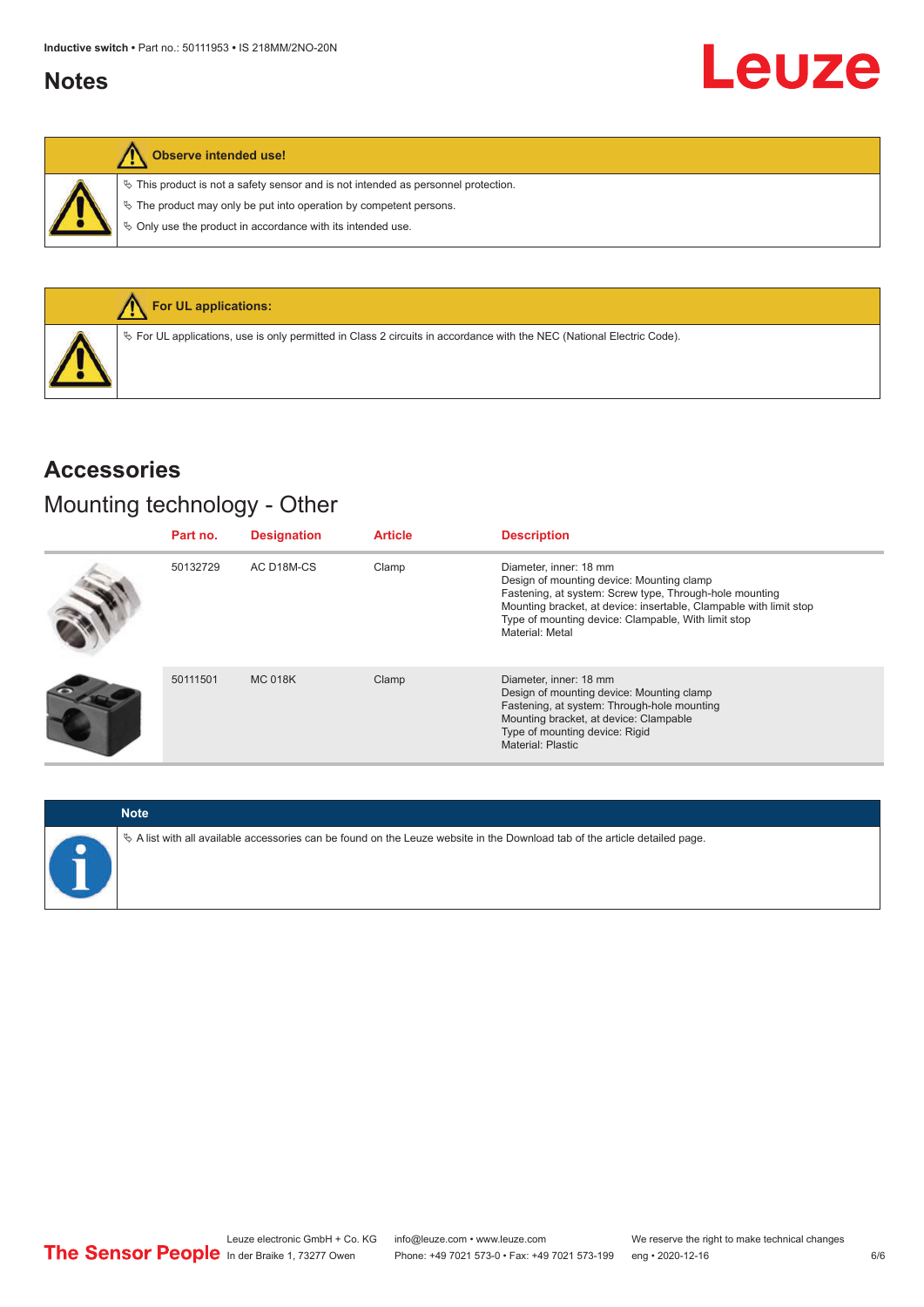## Notes

**Observe intended use!**

- ↳ This product is not a safety sensor and is not intended as personnel protection.
- ↳ The product may only be put into operation by competent persons.
- ↳ Only use the product in accordance with its intended use.

**For UL applications:**

- ↳ For UL applications, use is only permitted in Class 2 circuits in accordance with the NEC (National Electric Code).

## Accessories

### Mounting technology - Other

| Part no. | Designation | Article | Description |
|---|---|---|---|
| 50132729 | AC D18M-CS | Clamp | Diameter, inner: 18 mm<br>Design of mounting device: Mounting clamp<br>Fastening, at system: Screw type, Through-hole mounting<br>Mounting bracket, at device: insertable, Clampable with limit stop<br>Type of mounting device: Clampable, With limit stop<br>Material: Metal |
| 50111501 | MC 018K | Clamp | Diameter, inner: 18 mm<br>Design of mounting device: Mounting clamp<br>Fastening, at system: Through-hole mounting<br>Mounting bracket, at device: Clampable<br>Type of mounting device: Rigid<br>Material: Plastic |

**Note**

- ↳ A list with all available accessories can be found on the Leuze website in the Download tab of the article detailed page.